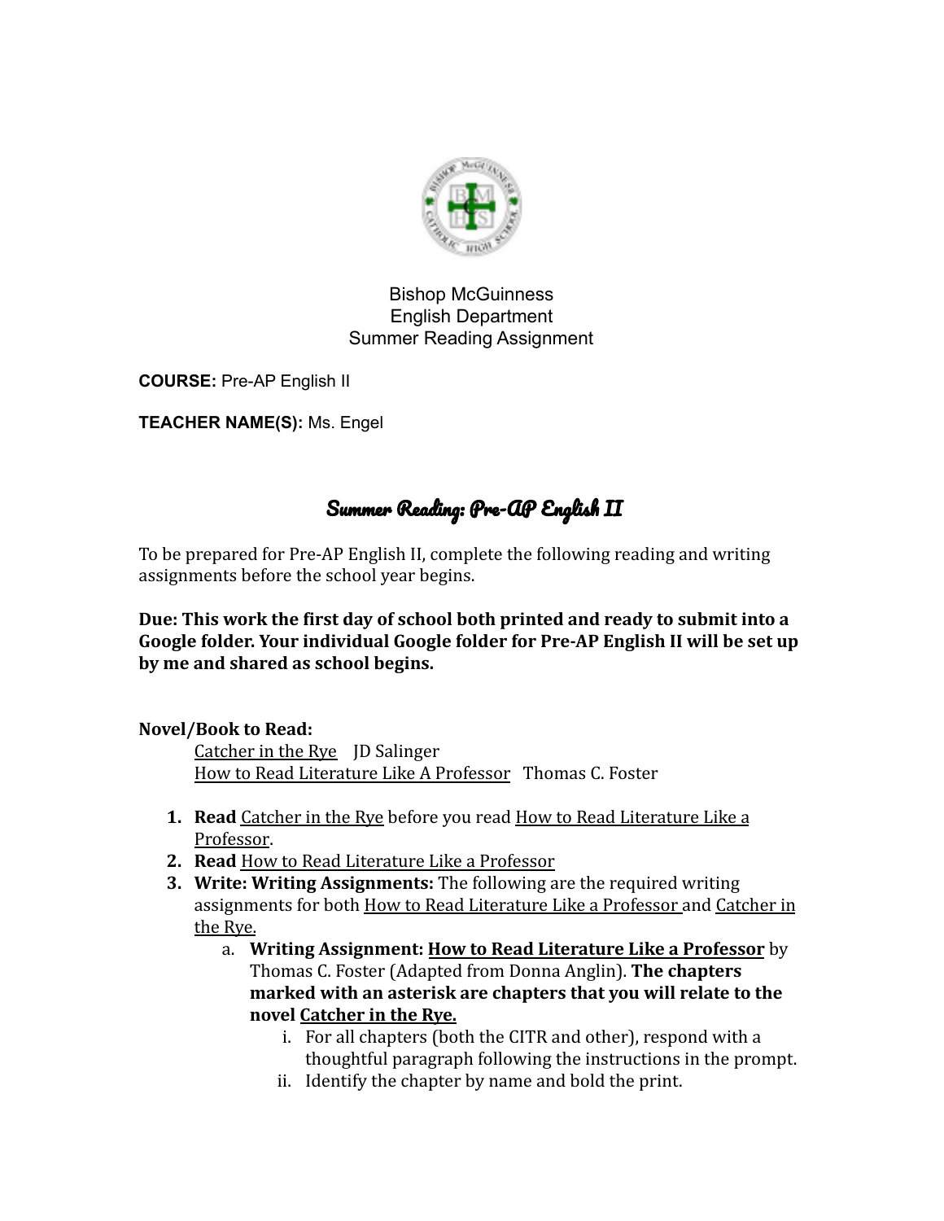Bishop McGuinness
English Department
Summer Reading Assignment

**COURSE:** Pre-AP English II

**TEACHER NAME(S):** Ms. Engel

# Summer Reading: Pre-AP English II

To be prepared for Pre-AP English II, complete the following reading and writing assignments before the school year begins.

**Due: This work the first day of school both printed and ready to submit into a Google folder. Your individual Google folder for Pre-AP English II will be set up by me and shared as school begins.**

**Novel/Book to Read:**

Catcher in the Rye  JD Salinger
How to Read Literature Like A Professor  Thomas C. Foster

1. **Read** Catcher in the Rye before you read How to Read Literature Like a Professor.
2. **Read** How to Read Literature Like a Professor
3. **Write: Writing Assignments:** The following are the required writing assignments for both How to Read Literature Like a Professor and Catcher in the Rye.
    a. **Writing Assignment: How to Read Literature Like a Professor** by Thomas C. Foster (Adapted from Donna Anglin). **The chapters marked with an asterisk are chapters that you will relate to the novel Catcher in the Rye.**
        i. For all chapters (both the CITR and other), respond with a thoughtful paragraph following the instructions in the prompt.
        ii. Identify the chapter by name and bold the print.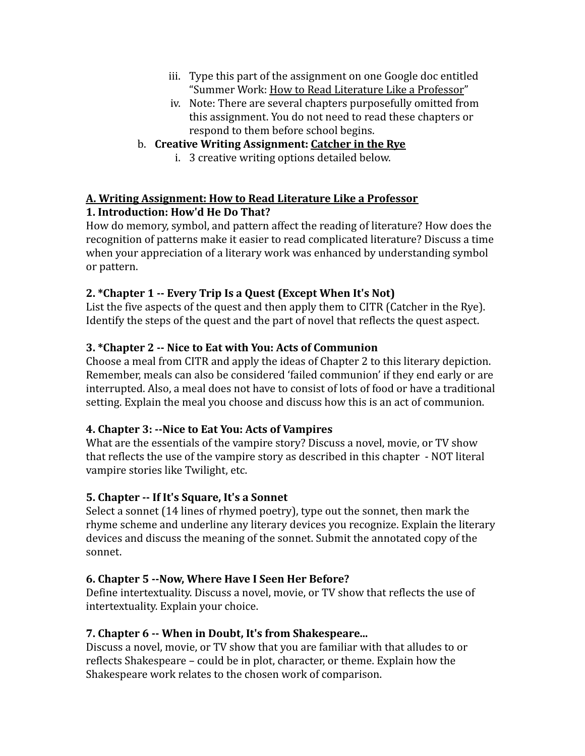iii. Type this part of the assignment on one Google doc entitled "Summer Work: <u>How to Read Literature Like a Professor</u>"
   iv. Note: There are several chapters purposefully omitted from this assignment. You do not need to read these chapters or respond to them before school begins.

b. **Creative Writing Assignment: <u>Catcher in the Rye</u>**
   i. 3 creative writing options detailed below.

**<u>A. Writing Assignment: How to Read Literature Like a Professor</u>**

**1. Introduction: How'd He Do That?**

How do memory, symbol, and pattern affect the reading of literature? How does the recognition of patterns make it easier to read complicated literature? Discuss a time when your appreciation of a literary work was enhanced by understanding symbol or pattern.

**2. *Chapter 1 -- Every Trip Is a Quest (Except When It's Not)**

List the five aspects of the quest and then apply them to CITR (Catcher in the Rye). Identify the steps of the quest and the part of novel that reflects the quest aspect.

**3. *Chapter 2 -- Nice to Eat with You: Acts of Communion**

Choose a meal from CITR and apply the ideas of Chapter 2 to this literary depiction. Remember, meals can also be considered 'failed communion' if they end early or are interrupted. Also, a meal does not have to consist of lots of food or have a traditional setting. Explain the meal you choose and discuss how this is an act of communion.

**4. Chapter 3: --Nice to Eat You: Acts of Vampires**

What are the essentials of the vampire story? Discuss a novel, movie, or TV show that reflects the use of the vampire story as described in this chapter - NOT literal vampire stories like Twilight, etc.

**5. Chapter -- If It's Square, It's a Sonnet**

Select a sonnet (14 lines of rhymed poetry), type out the sonnet, then mark the rhyme scheme and underline any literary devices you recognize. Explain the literary devices and discuss the meaning of the sonnet. Submit the annotated copy of the sonnet.

**6. Chapter 5 --Now, Where Have I Seen Her Before?**

Define intertextuality. Discuss a novel, movie, or TV show that reflects the use of intertextuality. Explain your choice.

**7. Chapter 6 -- When in Doubt, It's from Shakespeare...**

Discuss a novel, movie, or TV show that you are familiar with that alludes to or reflects Shakespeare – could be in plot, character, or theme. Explain how the Shakespeare work relates to the chosen work of comparison.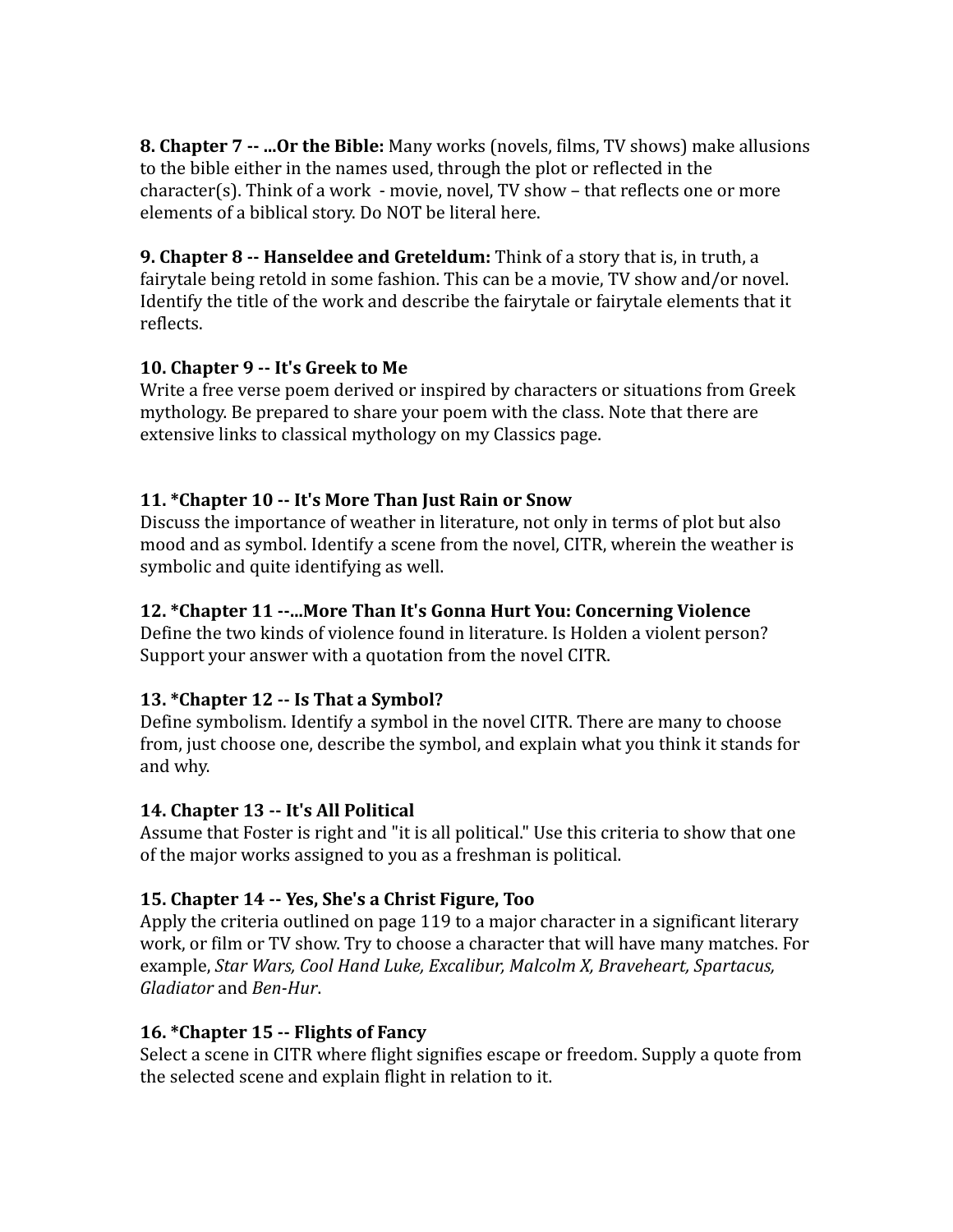**8. Chapter 7 -- ...Or the Bible:** Many works (novels, films, TV shows) make allusions to the bible either in the names used, through the plot or reflected in the character(s). Think of a work - movie, novel, TV show – that reflects one or more elements of a biblical story. Do NOT be literal here.

**9. Chapter 8 -- Hanseldee and Greteldum:** Think of a story that is, in truth, a fairytale being retold in some fashion. This can be a movie, TV show and/or novel. Identify the title of the work and describe the fairytale or fairytale elements that it reflects.

**10. Chapter 9 -- It's Greek to Me**

Write a free verse poem derived or inspired by characters or situations from Greek mythology. Be prepared to share your poem with the class. Note that there are extensive links to classical mythology on my Classics page.

**11. *Chapter 10 -- It's More Than Just Rain or Snow**

Discuss the importance of weather in literature, not only in terms of plot but also mood and as symbol. Identify a scene from the novel, CITR, wherein the weather is symbolic and quite identifying as well.

**12. *Chapter 11 --...More Than It's Gonna Hurt You: Concerning Violence**

Define the two kinds of violence found in literature. Is Holden a violent person? Support your answer with a quotation from the novel CITR.

**13. *Chapter 12 -- Is That a Symbol?**

Define symbolism. Identify a symbol in the novel CITR. There are many to choose from, just choose one, describe the symbol, and explain what you think it stands for and why.

**14. Chapter 13 -- It's All Political**

Assume that Foster is right and "it is all political." Use this criteria to show that one of the major works assigned to you as a freshman is political.

**15. Chapter 14 -- Yes, She's a Christ Figure, Too**

Apply the criteria outlined on page 119 to a major character in a significant literary work, or film or TV show. Try to choose a character that will have many matches. For example, *Star Wars, Cool Hand Luke, Excalibur, Malcolm X, Braveheart, Spartacus, Gladiator* and *Ben-Hur*.

**16. *Chapter 15 -- Flights of Fancy**

Select a scene in CITR where flight signifies escape or freedom. Supply a quote from the selected scene and explain flight in relation to it.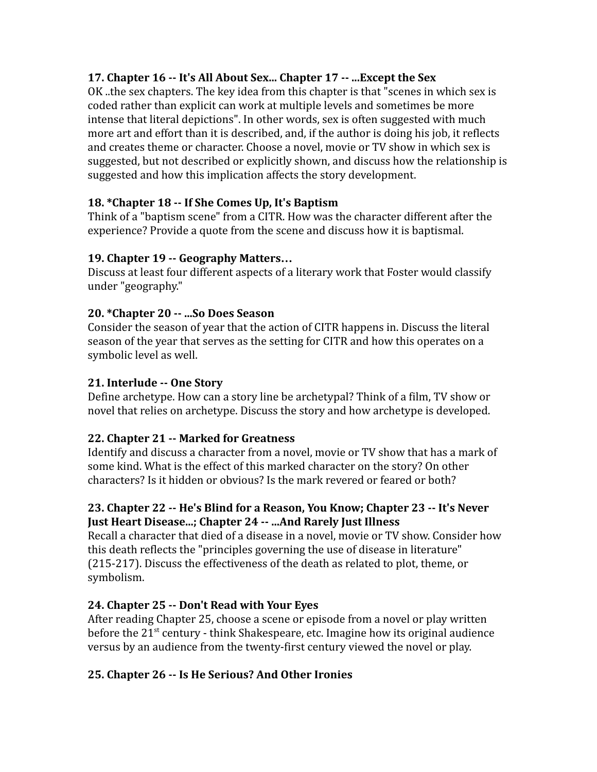### 17. Chapter 16 -- It's All About Sex... Chapter 17 -- ...Except the Sex

OK ..the sex chapters. The key idea from this chapter is that "scenes in which sex is coded rather than explicit can work at multiple levels and sometimes be more intense that literal depictions". In other words, sex is often suggested with much more art and effort than it is described, and, if the author is doing his job, it reflects and creates theme or character. Choose a novel, movie or TV show in which sex is suggested, but not described or explicitly shown, and discuss how the relationship is suggested and how this implication affects the story development.

### 18. *Chapter 18 -- If She Comes Up, It's Baptism

Think of a "baptism scene" from a CITR. How was the character different after the experience? Provide a quote from the scene and discuss how it is baptismal.

### 19. Chapter 19 -- Geography Matters…

Discuss at least four different aspects of a literary work that Foster would classify under "geography."

### 20. *Chapter 20 -- ...So Does Season

Consider the season of year that the action of CITR happens in. Discuss the literal season of the year that serves as the setting for CITR and how this operates on a symbolic level as well.

### 21. Interlude -- One Story

Define archetype. How can a story line be archetypal? Think of a film, TV show or novel that relies on archetype. Discuss the story and how archetype is developed.

### 22. Chapter 21 -- Marked for Greatness

Identify and discuss a character from a novel, movie or TV show that has a mark of some kind. What is the effect of this marked character on the story? On other characters? Is it hidden or obvious? Is the mark revered or feared or both?

### 23. Chapter 22 -- He's Blind for a Reason, You Know; Chapter 23 -- It's Never Just Heart Disease...; Chapter 24 -- ...And Rarely Just Illness

Recall a character that died of a disease in a novel, movie or TV show. Consider how this death reflects the "principles governing the use of disease in literature" (215-217). Discuss the effectiveness of the death as related to plot, theme, or symbolism.

### 24. Chapter 25 -- Don't Read with Your Eyes

After reading Chapter 25, choose a scene or episode from a novel or play written before the 21st century - think Shakespeare, etc. Imagine how its original audience versus by an audience from the twenty-first century viewed the novel or play.

### 25. Chapter 26 -- Is He Serious? And Other Ironies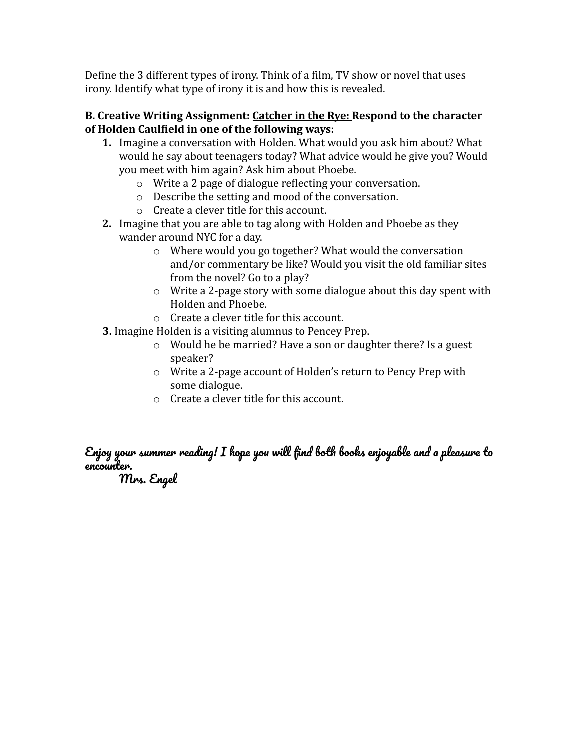Define the 3 different types of irony. Think of a film, TV show or novel that uses irony. Identify what type of irony it is and how this is revealed.

**B. Creative Writing Assignment: Catcher in the Rye: Respond to the character of Holden Caulfield in one of the following ways:**

1. Imagine a conversation with Holden. What would you ask him about? What would he say about teenagers today? What advice would he give you? Would you meet with him again? Ask him about Phoebe.
   - Write a 2 page of dialogue reflecting your conversation.
   - Describe the setting and mood of the conversation.
   - Create a clever title for this account.
2. Imagine that you are able to tag along with Holden and Phoebe as they wander around NYC for a day.
   - Where would you go together? What would the conversation and/or commentary be like? Would you visit the old familiar sites from the novel? Go to a play?
   - Write a 2-page story with some dialogue about this day spent with Holden and Phoebe.
   - Create a clever title for this account.
3. Imagine Holden is a visiting alumnus to Pencey Prep.
   - Would he be married? Have a son or daughter there? Is a guest speaker?
   - Write a 2-page account of Holden's return to Pency Prep with some dialogue.
   - Create a clever title for this account.

***Enjoy your summer reading! I hope you will find both books enjoyable and a pleasure to encounter.***

***Mrs. Engel***